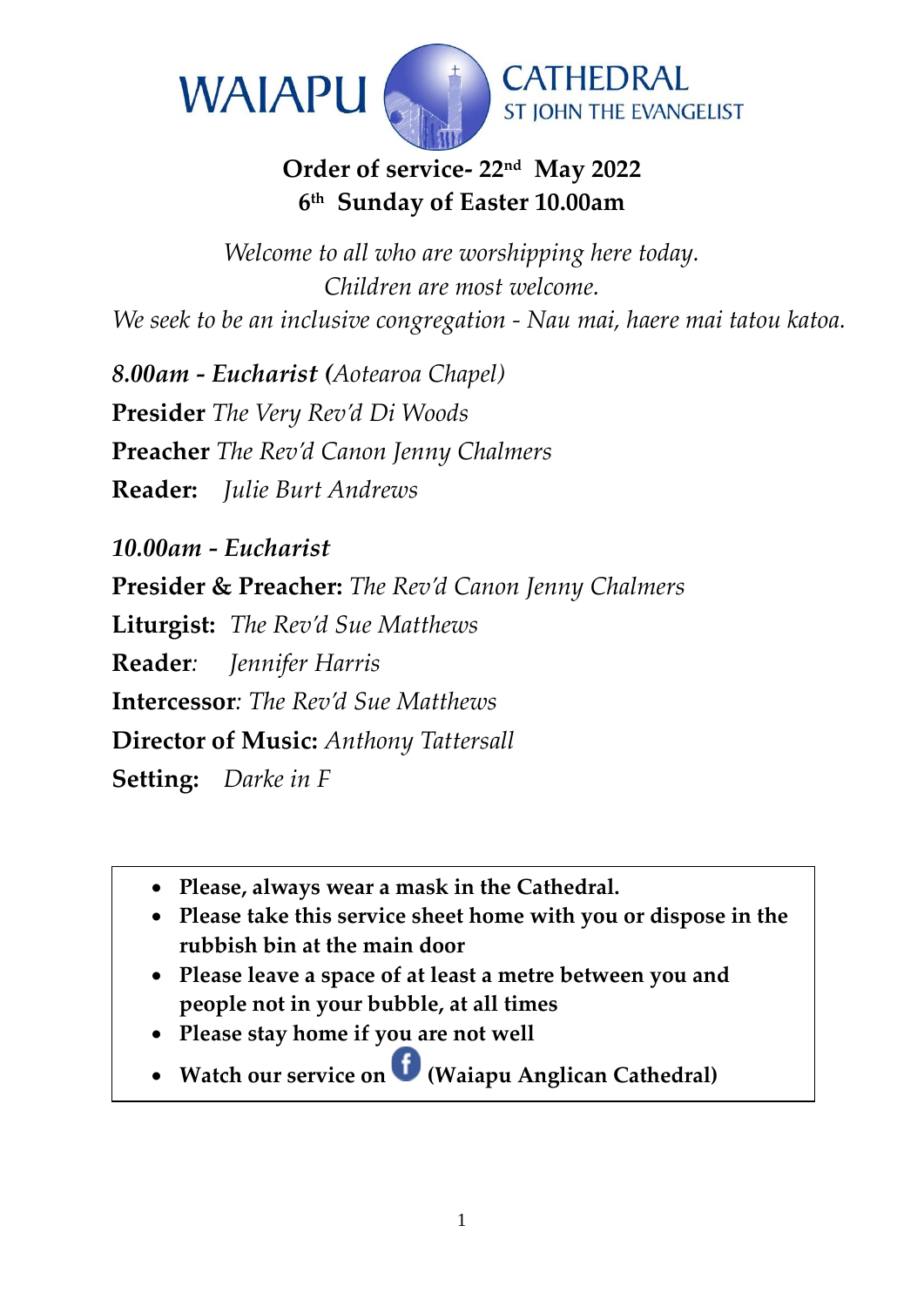# WAIAPU CATHEDRAL
## ST JOHN THE EVANGELIST

**Order of service- 22nd May 2022**
**6th Sunday of Easter 10.00am**

*Welcome to all who are worshipping here today.*
*Children are most welcome.*
*We seek to be an inclusive congregation - Nau mai, haere mai tatou katoa.*

***8.00am - Eucharist (****Aotearoa Chapel)*

**Presider** *The Very Rev'd Di Woods*

**Preacher** *The Rev'd Canon Jenny Chalmers*

**Reader:** *Julie Burt Andrews*

***10.00am - Eucharist***

**Presider & Preacher:** *The Rev'd Canon Jenny Chalmers*

**Liturgist:** *The Rev'd Sue Matthews*

**Reader***:* *Jennifer Harris*

**Intercessor***: The Rev'd Sue Matthews*

**Director of Music:** *Anthony Tattersall*

**Setting:** *Darke in F*

- **Please, always wear a mask in the Cathedral.**
- **Please take this service sheet home with you or dispose in the rubbish bin at the main door**
- **Please leave a space of at least a metre between you and people not in your bubble, at all times**
- **Please stay home if you are not well**
- **Watch our service on Facebook (Waiapu Anglican Cathedral)**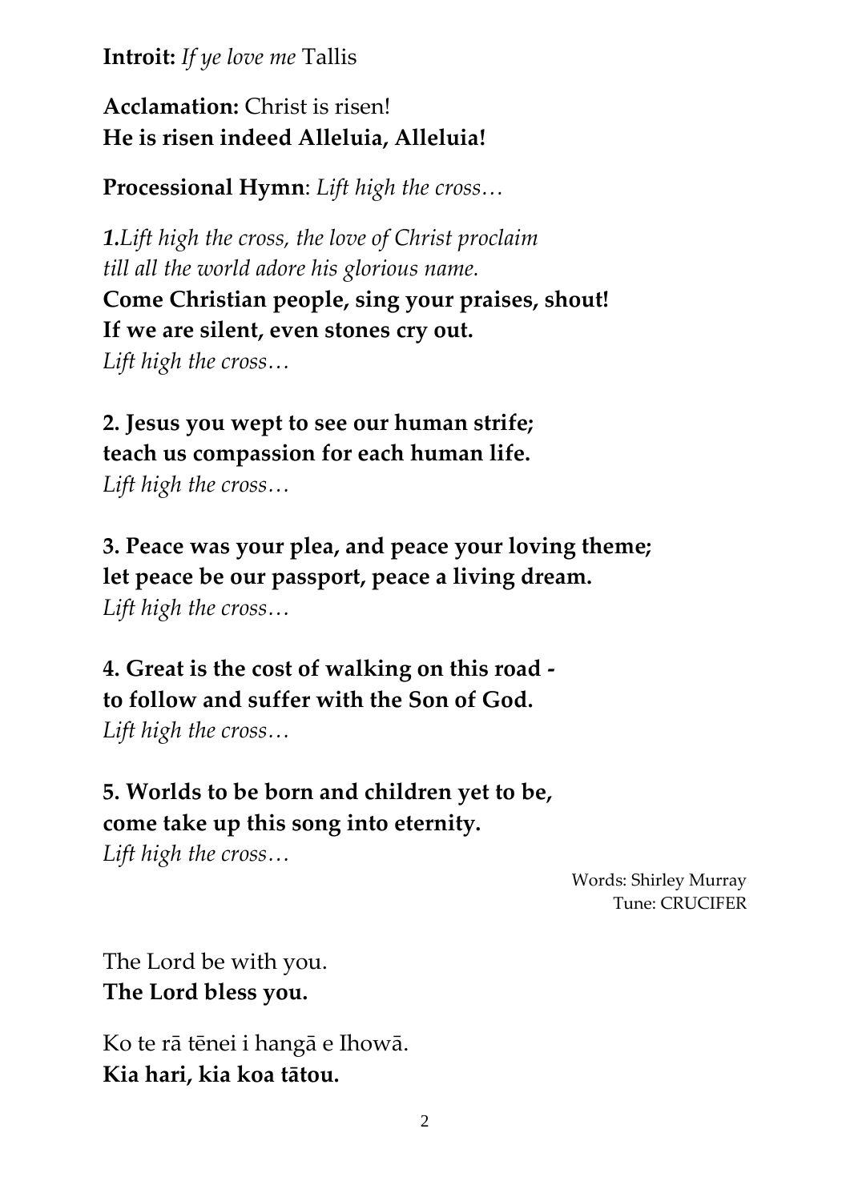**Introit:** *If ye love me* Tallis

**Acclamation:** Christ is risen!
**He is risen indeed Alleluia, Alleluia!**

**Processional Hymn**: *Lift high the cross…*

***1.****Lift high the cross, the love of Christ proclaim*
*till all the world adore his glorious name.*
**Come Christian people, sing your praises, shout!**
**If we are silent, even stones cry out.**
*Lift high the cross…*

**2. Jesus you wept to see our human strife;**
**teach us compassion for each human life.**
*Lift high the cross…*

**3. Peace was your plea, and peace your loving theme;**
**let peace be our passport, peace a living dream.**
*Lift high the cross…*

**4. Great is the cost of walking on this road -**
**to follow and suffer with the Son of God.**
*Lift high the cross…*

**5. Worlds to be born and children yet to be,**
**come take up this song into eternity.**
*Lift high the cross…*

Words: Shirley Murray
Tune: CRUCIFER

The Lord be with you.
**The Lord bless you.**

Ko te rā tēnei i hangā e Ihowā.
**Kia hari, kia koa tātou.**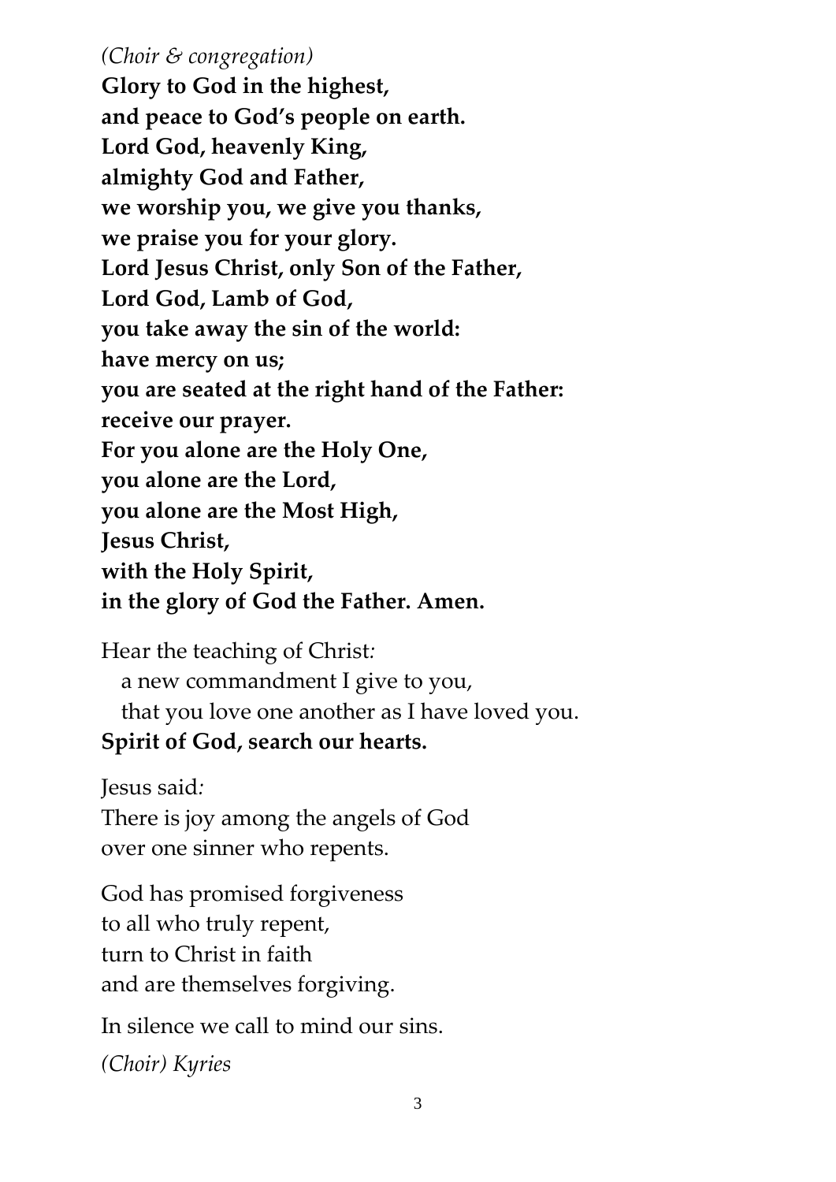*(Choir & congregation)*

**Glory to God in the highest,**
**and peace to God's people on earth.**
**Lord God, heavenly King,**
**almighty God and Father,**
**we worship you, we give you thanks,**
**we praise you for your glory.**
**Lord Jesus Christ, only Son of the Father,**
**Lord God, Lamb of God,**
**you take away the sin of the world:**
**have mercy on us;**
**you are seated at the right hand of the Father:**
**receive our prayer.**
**For you alone are the Holy One,**
**you alone are the Lord,**
**you alone are the Most High,**
**Jesus Christ,**
**with the Holy Spirit,**
**in the glory of God the Father. Amen.**

Hear the teaching of Christ*:*
  a new commandment I give to you,
  that you love one another as I have loved you.
**Spirit of God, search our hearts.**

Jesus said*:*
There is joy among the angels of God
over one sinner who repents.

God has promised forgiveness
to all who truly repent,
turn to Christ in faith
and are themselves forgiving.

In silence we call to mind our sins.

*(Choir) Kyries*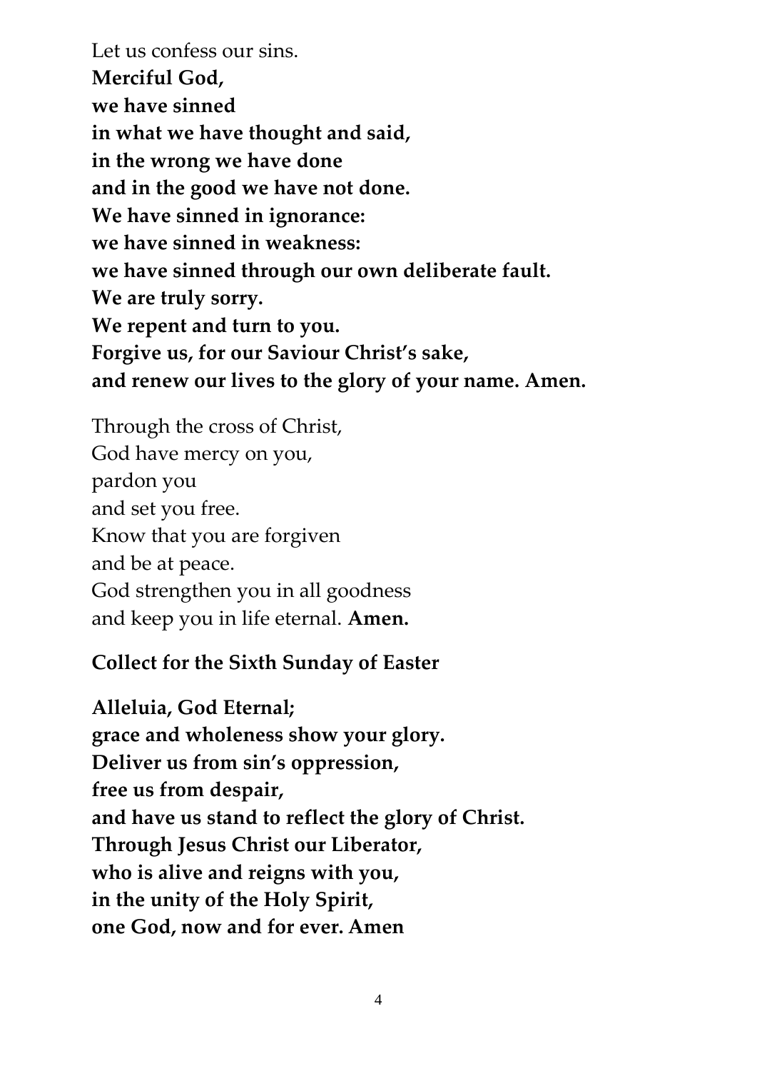Let us confess our sins.
**Merciful God,**
**we have sinned**
**in what we have thought and said,**
**in the wrong we have done**
**and in the good we have not done.**
**We have sinned in ignorance:**
**we have sinned in weakness:**
**we have sinned through our own deliberate fault.**
**We are truly sorry.**
**We repent and turn to you.**
**Forgive us, for our Saviour Christ's sake,**
**and renew our lives to the glory of your name. Amen.**

Through the cross of Christ,
God have mercy on you,
pardon you
and set you free.
Know that you are forgiven
and be at peace.
God strengthen you in all goodness
and keep you in life eternal. **Amen.**

**Collect for the Sixth Sunday of Easter**

**Alleluia, God Eternal;**
**grace and wholeness show your glory.**
**Deliver us from sin's oppression,**
**free us from despair,**
**and have us stand to reflect the glory of Christ.**
**Through Jesus Christ our Liberator,**
**who is alive and reigns with you,**
**in the unity of the Holy Spirit,**
**one God, now and for ever. Amen**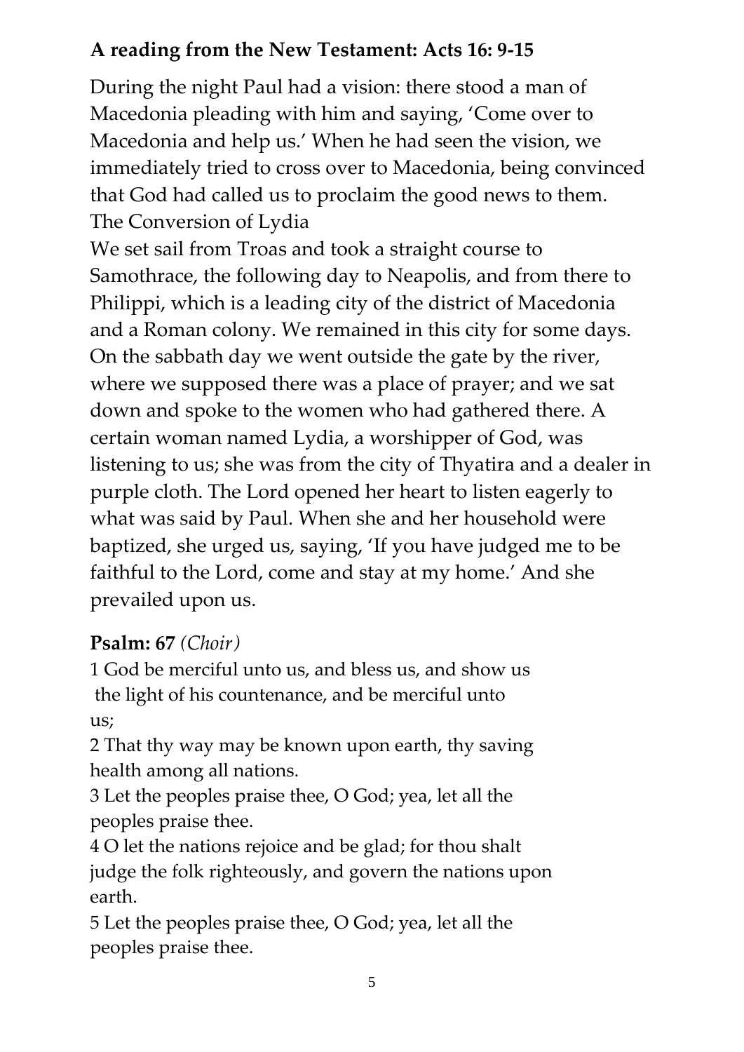**A reading from the New Testament: Acts 16: 9-15**

During the night Paul had a vision: there stood a man of Macedonia pleading with him and saying, 'Come over to Macedonia and help us.' When he had seen the vision, we immediately tried to cross over to Macedonia, being convinced that God had called us to proclaim the good news to them.
The Conversion of Lydia
We set sail from Troas and took a straight course to Samothrace, the following day to Neapolis, and from there to Philippi, which is a leading city of the district of Macedonia and a Roman colony. We remained in this city for some days. On the sabbath day we went outside the gate by the river, where we supposed there was a place of prayer; and we sat down and spoke to the women who had gathered there. A certain woman named Lydia, a worshipper of God, was listening to us; she was from the city of Thyatira and a dealer in purple cloth. The Lord opened her heart to listen eagerly to what was said by Paul. When she and her household were baptized, she urged us, saying, 'If you have judged me to be faithful to the Lord, come and stay at my home.' And she prevailed upon us.

**Psalm: 67** *(Choir)*

1 God be merciful unto us, and bless us, and show us the light of his countenance, and be merciful unto us;
2 That thy way may be known upon earth, thy saving health among all nations.
3 Let the peoples praise thee, O God; yea, let all the peoples praise thee.
4 O let the nations rejoice and be glad; for thou shalt judge the folk righteously, and govern the nations upon earth.
5 Let the peoples praise thee, O God; yea, let all the peoples praise thee.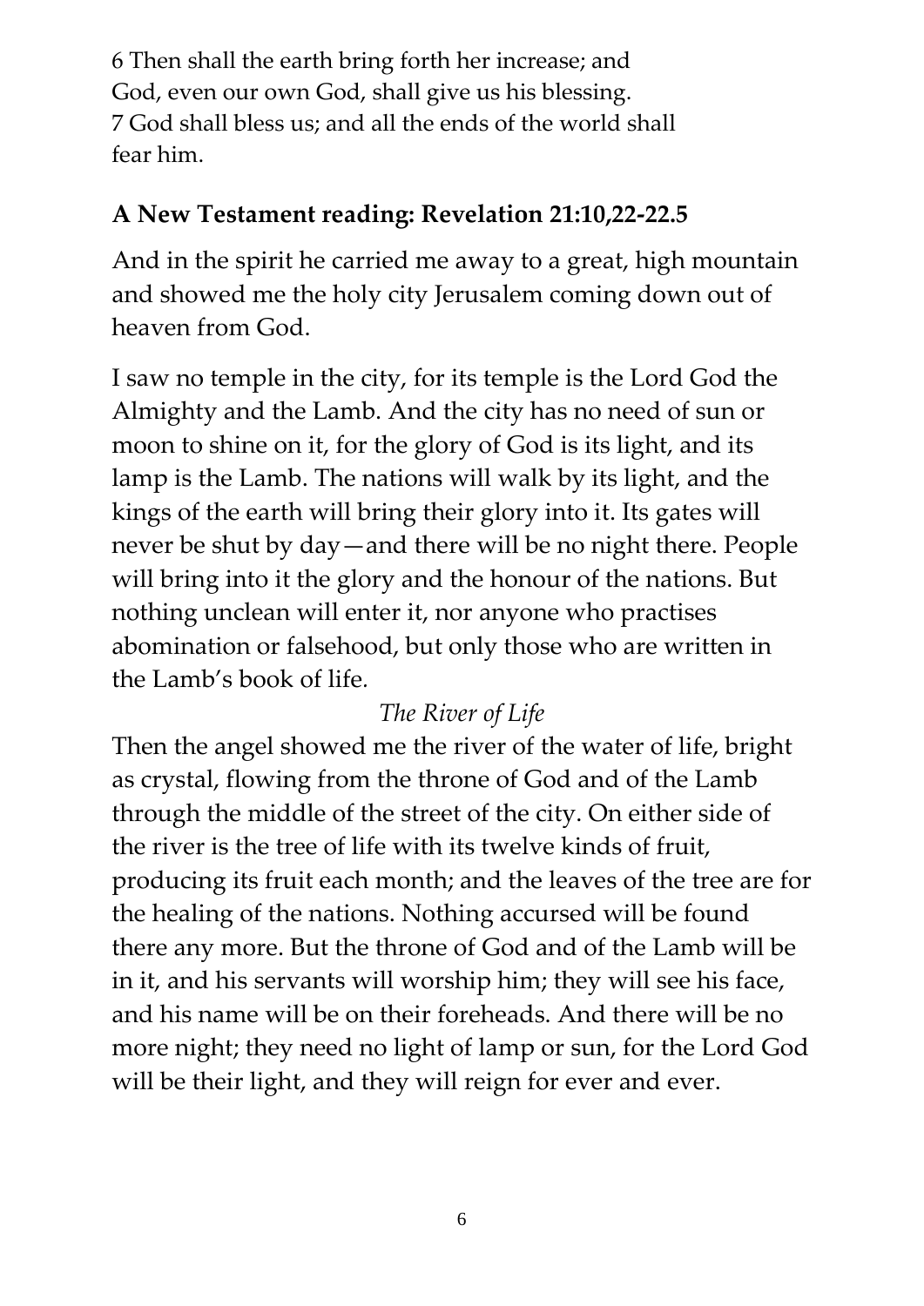6 Then shall the earth bring forth her increase; and God, even our own God, shall give us his blessing.
7 God shall bless us; and all the ends of the world shall fear him.

## A New Testament reading: Revelation 21:10,22-22.5

And in the spirit he carried me away to a great, high mountain and showed me the holy city Jerusalem coming down out of heaven from God.

I saw no temple in the city, for its temple is the Lord God the Almighty and the Lamb. And the city has no need of sun or moon to shine on it, for the glory of God is its light, and its lamp is the Lamb. The nations will walk by its light, and the kings of the earth will bring their glory into it. Its gates will never be shut by day—and there will be no night there. People will bring into it the glory and the honour of the nations. But nothing unclean will enter it, nor anyone who practises abomination or falsehood, but only those who are written in the Lamb's book of life.

*The River of Life*

Then the angel showed me the river of the water of life, bright as crystal, flowing from the throne of God and of the Lamb through the middle of the street of the city. On either side of the river is the tree of life with its twelve kinds of fruit, producing its fruit each month; and the leaves of the tree are for the healing of the nations. Nothing accursed will be found there any more. But the throne of God and of the Lamb will be in it, and his servants will worship him; they will see his face, and his name will be on their foreheads. And there will be no more night; they need no light of lamp or sun, for the Lord God will be their light, and they will reign for ever and ever.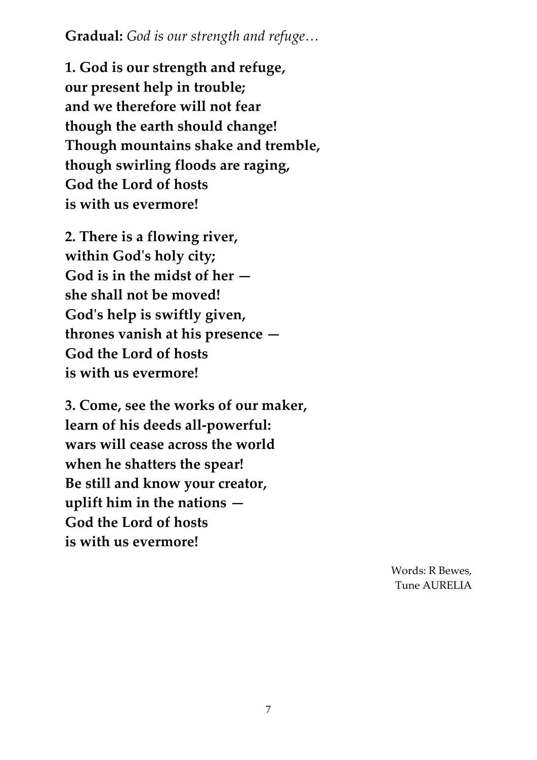**Gradual:** *God is our strength and refuge…*

**1. God is our strength and refuge,**
**our present help in trouble;**
**and we therefore will not fear**
**though the earth should change!**
**Though mountains shake and tremble,**
**though swirling floods are raging,**
**God the Lord of hosts**
**is with us evermore!**

**2. There is a flowing river,**
**within God's holy city;**
**God is in the midst of her —**
**she shall not be moved!**
**God's help is swiftly given,**
**thrones vanish at his presence —**
**God the Lord of hosts**
**is with us evermore!**

**3. Come, see the works of our maker,**
**learn of his deeds all-powerful:**
**wars will cease across the world**
**when he shatters the spear!**
**Be still and know your creator,**
**uplift him in the nations —**
**God the Lord of hosts**
**is with us evermore!**

Words: R Bewes,
Tune AURELIA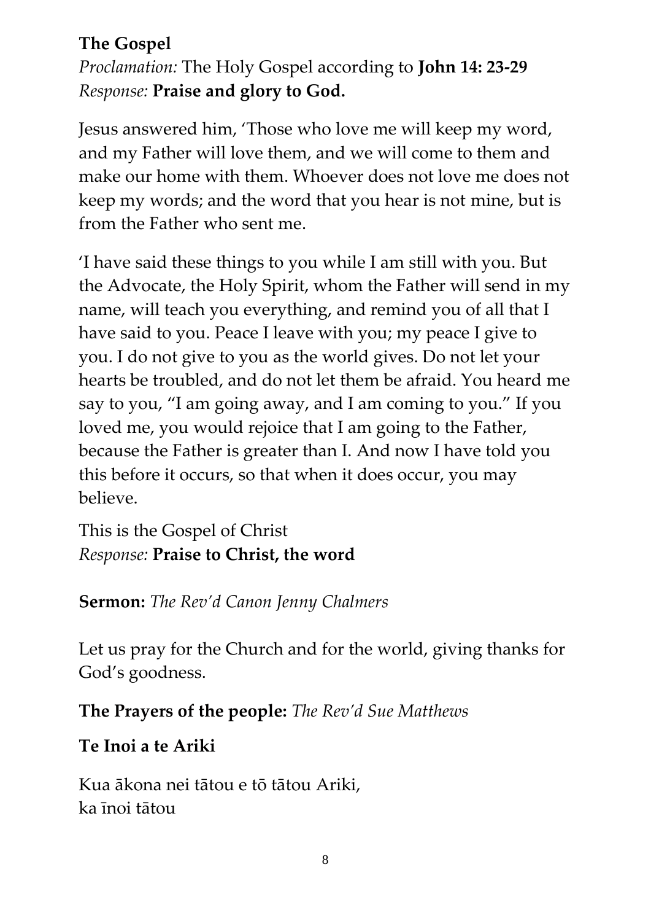**The Gospel**

*Proclamation:* The Holy Gospel according to **John 14: 23-29**
*Response:* **Praise and glory to God.**

Jesus answered him, 'Those who love me will keep my word, and my Father will love them, and we will come to them and make our home with them. Whoever does not love me does not keep my words; and the word that you hear is not mine, but is from the Father who sent me.

'I have said these things to you while I am still with you. But the Advocate, the Holy Spirit, whom the Father will send in my name, will teach you everything, and remind you of all that I have said to you. Peace I leave with you; my peace I give to you. I do not give to you as the world gives. Do not let your hearts be troubled, and do not let them be afraid. You heard me say to you, "I am going away, and I am coming to you." If you loved me, you would rejoice that I am going to the Father, because the Father is greater than I. And now I have told you this before it occurs, so that when it does occur, you may believe.

This is the Gospel of Christ
*Response:* **Praise to Christ, the word**

**Sermon:** *The Rev'd Canon Jenny Chalmers*

Let us pray for the Church and for the world, giving thanks for God's goodness.

**The Prayers of the people:** *The Rev'd Sue Matthews*

**Te Inoi a te Ariki**

Kua ākona nei tātou e tō tātou Ariki,
ka īnoi tātou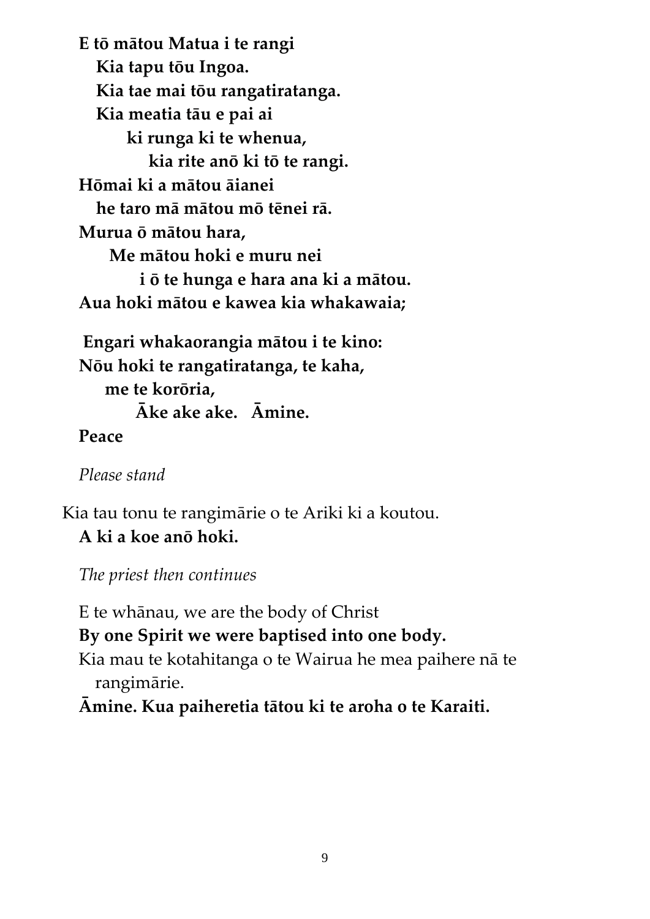**E tō mātou Matua i te rangi**
**Kia tapu tōu Ingoa.**
**Kia tae mai tōu rangatiratanga.**
**Kia meatia tāu e pai ai**
**ki runga ki te whenua,**
**kia rite anō ki tō te rangi.**
**Hōmai ki a mātou āianei**
**he taro mā mātou mō tēnei rā.**
**Murua ō mātou hara,**
**Me mātou hoki e muru nei**
**i ō te hunga e hara ana ki a mātou.**
**Aua hoki mātou e kawea kia whakawaia;**

**Engari whakaorangia mātou i te kino:**
**Nōu hoki te rangatiratanga, te kaha,**
**me te korōria,**
**Āke ake ake. Āmine.**

**Peace**

*Please stand*

Kia tau tonu te rangimārie o te Ariki ki a koutou.
**A ki a koe anō hoki.**

*The priest then continues*

E te whānau, we are the body of Christ
**By one Spirit we were baptised into one body.**
Kia mau te kotahitanga o te Wairua he mea paihere nā te rangimārie.
**Āmine. Kua paiheretia tātou ki te aroha o te Karaiti.**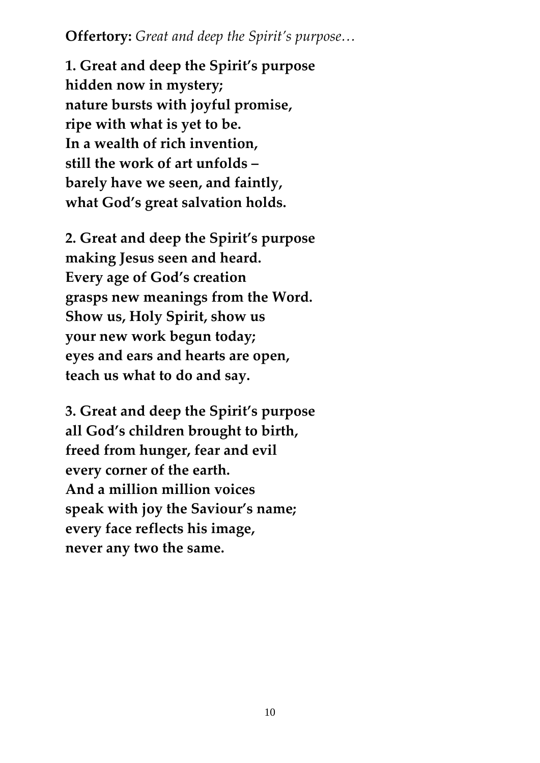**Offertory:** *Great and deep the Spirit's purpose…*

**1. Great and deep the Spirit's purpose**
**hidden now in mystery;**
**nature bursts with joyful promise,**
**ripe with what is yet to be.**
**In a wealth of rich invention,**
**still the work of art unfolds –**
**barely have we seen, and faintly,**
**what God's great salvation holds.**

**2. Great and deep the Spirit's purpose**
**making Jesus seen and heard.**
**Every age of God's creation**
**grasps new meanings from the Word.**
**Show us, Holy Spirit, show us**
**your new work begun today;**
**eyes and ears and hearts are open,**
**teach us what to do and say.**

**3. Great and deep the Spirit's purpose**
**all God's children brought to birth,**
**freed from hunger, fear and evil**
**every corner of the earth.**
**And a million million voices**
**speak with joy the Saviour's name;**
**every face reflects his image,**
**never any two the same.**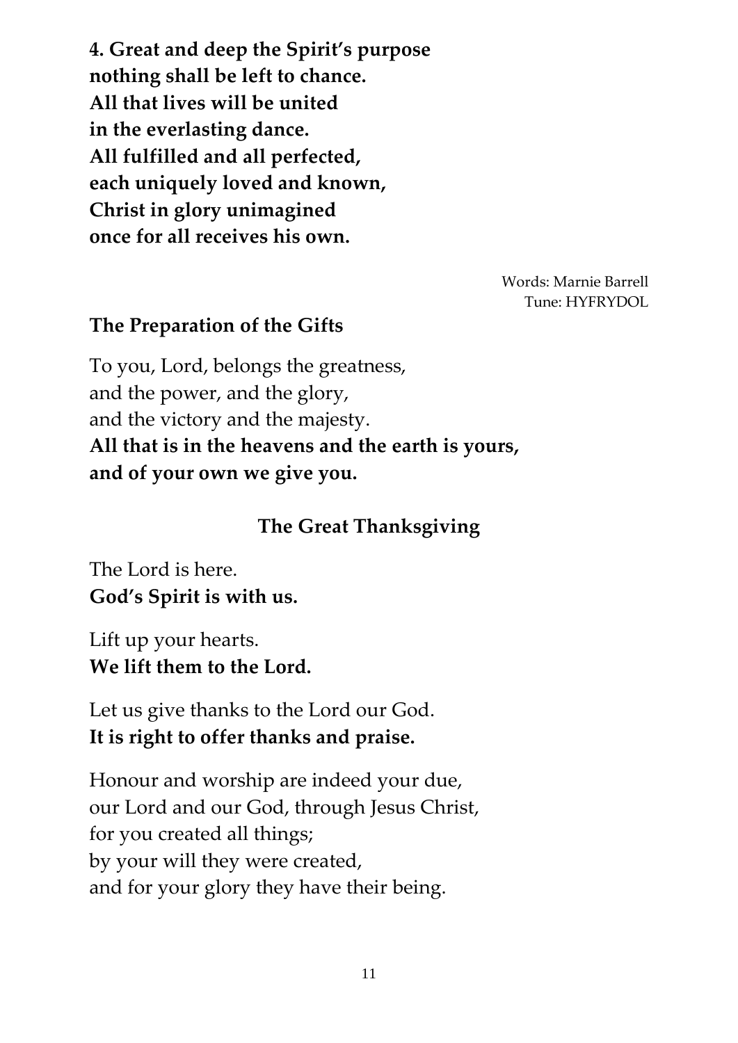**4. Great and deep the Spirit's purpose**
**nothing shall be left to chance.**
**All that lives will be united**
**in the everlasting dance.**
**All fulfilled and all perfected,**
**each uniquely loved and known,**
**Christ in glory unimagined**
**once for all receives his own.**

Words: Marnie Barrell
Tune: HYFRYDOL

### The Preparation of the Gifts

To you, Lord, belongs the greatness,
and the power, and the glory,
and the victory and the majesty.
**All that is in the heavens and the earth is yours,**
**and of your own we give you.**

## The Great Thanksgiving

The Lord is here.
**God's Spirit is with us.**

Lift up your hearts.
**We lift them to the Lord.**

Let us give thanks to the Lord our God.
**It is right to offer thanks and praise.**

Honour and worship are indeed your due,
our Lord and our God, through Jesus Christ,
for you created all things;
by your will they were created,
and for your glory they have their being.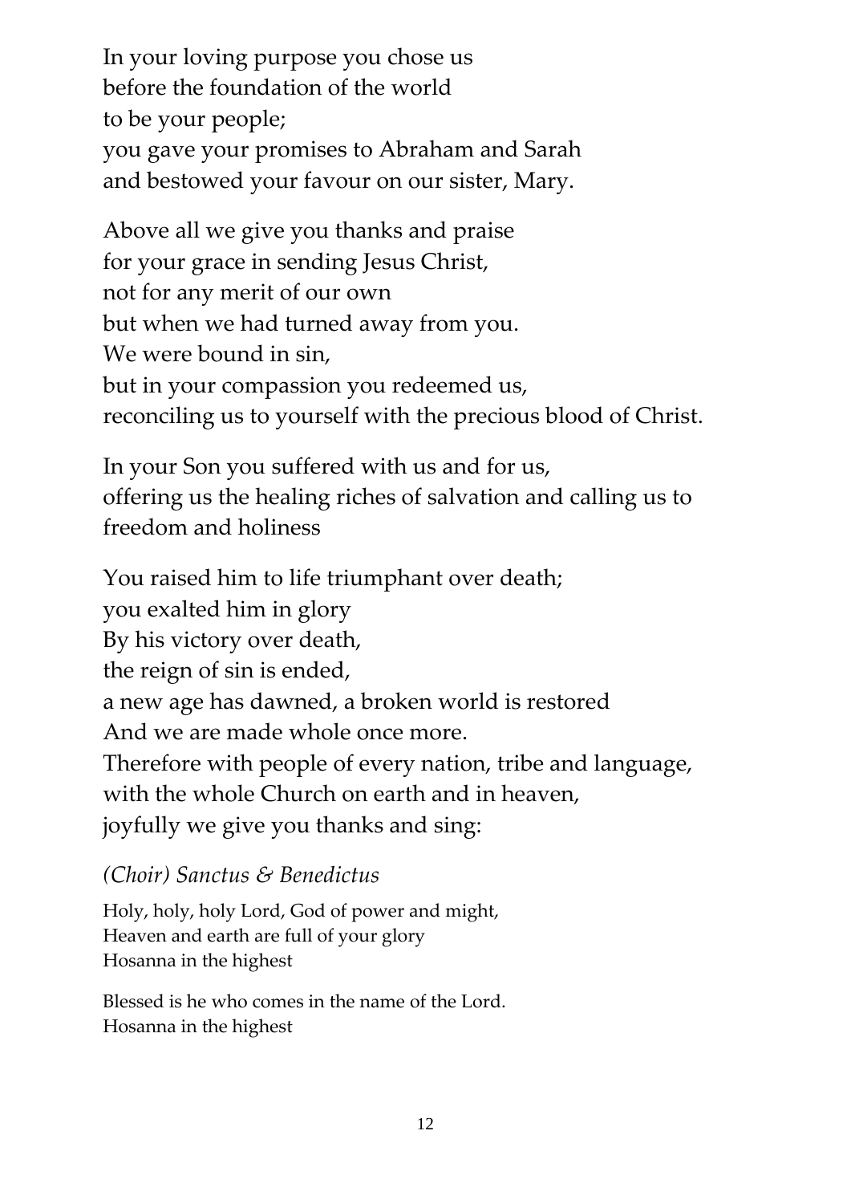In your loving purpose you chose us  
before the foundation of the world  
to be your people;  
you gave your promises to Abraham and Sarah  
and bestowed your favour on our sister, Mary.

Above all we give you thanks and praise  
for your grace in sending Jesus Christ,  
not for any merit of our own  
but when we had turned away from you.  
We were bound in sin,  
but in your compassion you redeemed us,  
reconciling us to yourself with the precious blood of Christ.

In your Son you suffered with us and for us,  
offering us the healing riches of salvation and calling us to freedom and holiness

You raised him to life triumphant over death;  
you exalted him in glory  
By his victory over death,  
the reign of sin is ended,  
a new age has dawned, a broken world is restored  
And we are made whole once more.  
Therefore with people of every nation, tribe and language,  
with the whole Church on earth and in heaven,  
joyfully we give you thanks and sing:

*(Choir) Sanctus & Benedictus*

Holy, holy, holy Lord, God of power and might,  
Heaven and earth are full of your glory  
Hosanna in the highest

Blessed is he who comes in the name of the Lord.  
Hosanna in the highest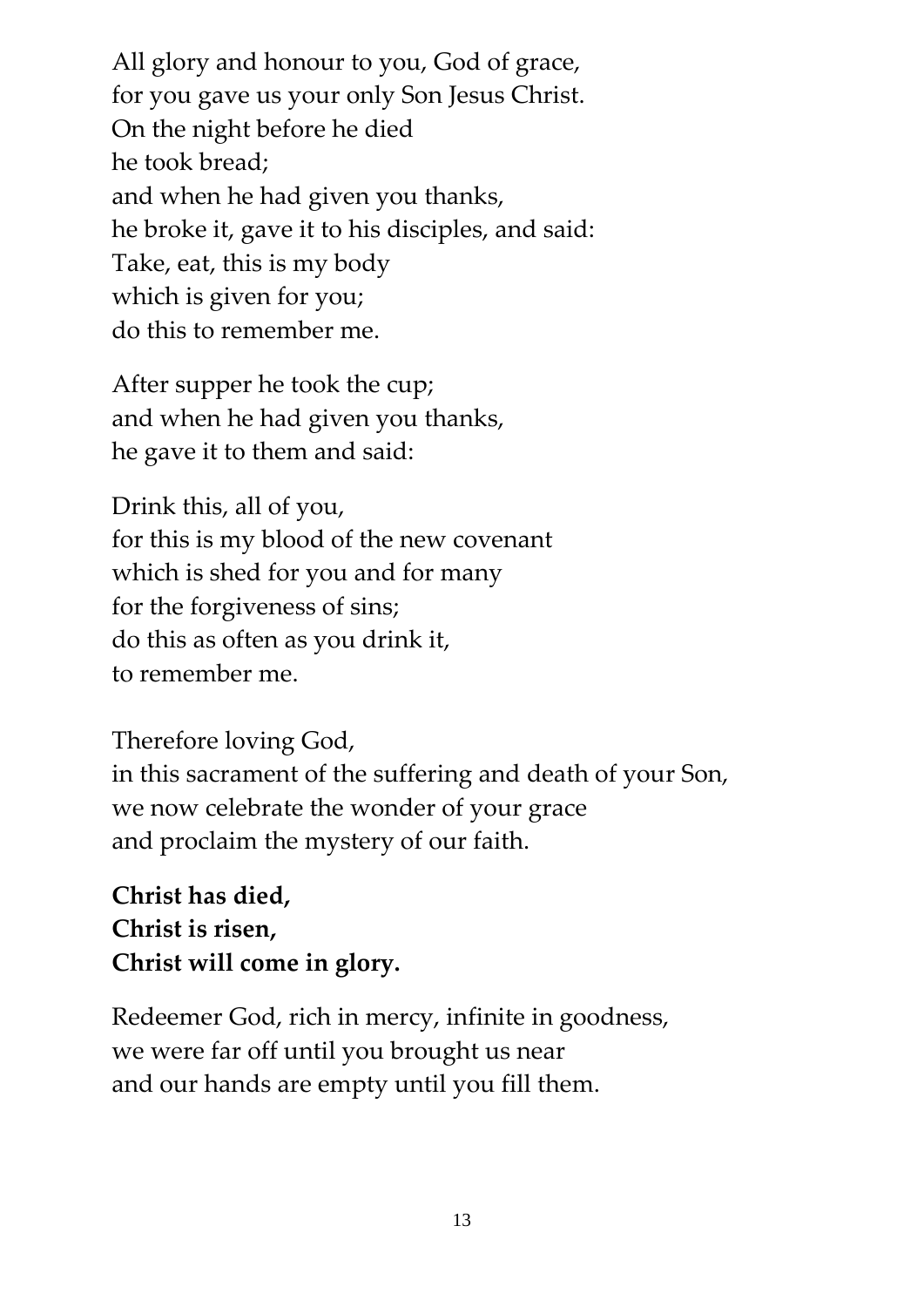All glory and honour to you, God of grace,  
for you gave us your only Son Jesus Christ.  
On the night before he died  
he took bread;  
and when he had given you thanks,  
he broke it, gave it to his disciples, and said:  
Take, eat, this is my body  
which is given for you;  
do this to remember me.

After supper he took the cup;  
and when he had given you thanks,  
he gave it to them and said:

Drink this, all of you,  
for this is my blood of the new covenant  
which is shed for you and for many  
for the forgiveness of sins;  
do this as often as you drink it,  
to remember me.

Therefore loving God,  
in this sacrament of the suffering and death of your Son,  
we now celebrate the wonder of your grace  
and proclaim the mystery of our faith.

**Christ has died,**  
**Christ is risen,**  
**Christ will come in glory.**

Redeemer God, rich in mercy, infinite in goodness,  
we were far off until you brought us near  
and our hands are empty until you fill them.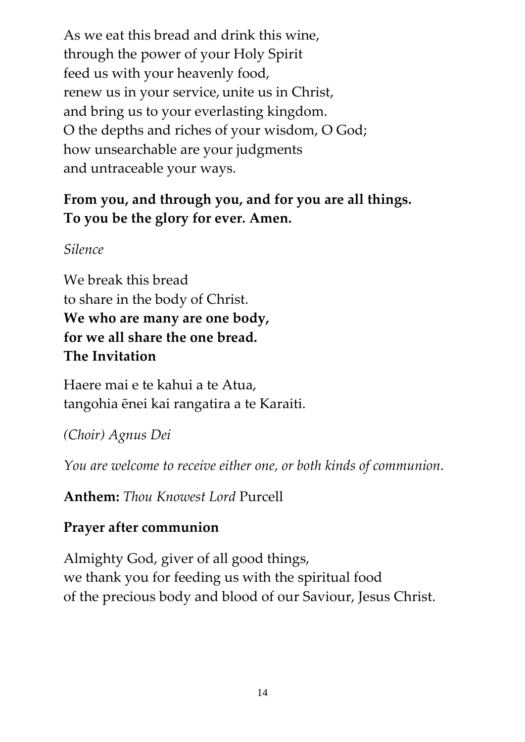As we eat this bread and drink this wine,
through the power of your Holy Spirit
feed us with your heavenly food,
renew us in your service, unite us in Christ,
and bring us to your everlasting kingdom.
O the depths and riches of your wisdom, O God;
how unsearchable are your judgments
and untraceable your ways.

**From you, and through you, and for you are all things.**
**To you be the glory for ever. Amen.**

*Silence*

We break this bread
to share in the body of Christ.
**We who are many are one body,**
**for we all share the one bread.**
**The Invitation**

Haere mai e te kahui a te Atua,
tangohia ēnei kai rangatira a te Karaiti.

*(Choir) Agnus Dei*

*You are welcome to receive either one, or both kinds of communion.*

**Anthem:** *Thou Knowest Lord* Purcell

**Prayer after communion**

Almighty God, giver of all good things,
we thank you for feeding us with the spiritual food
of the precious body and blood of our Saviour, Jesus Christ.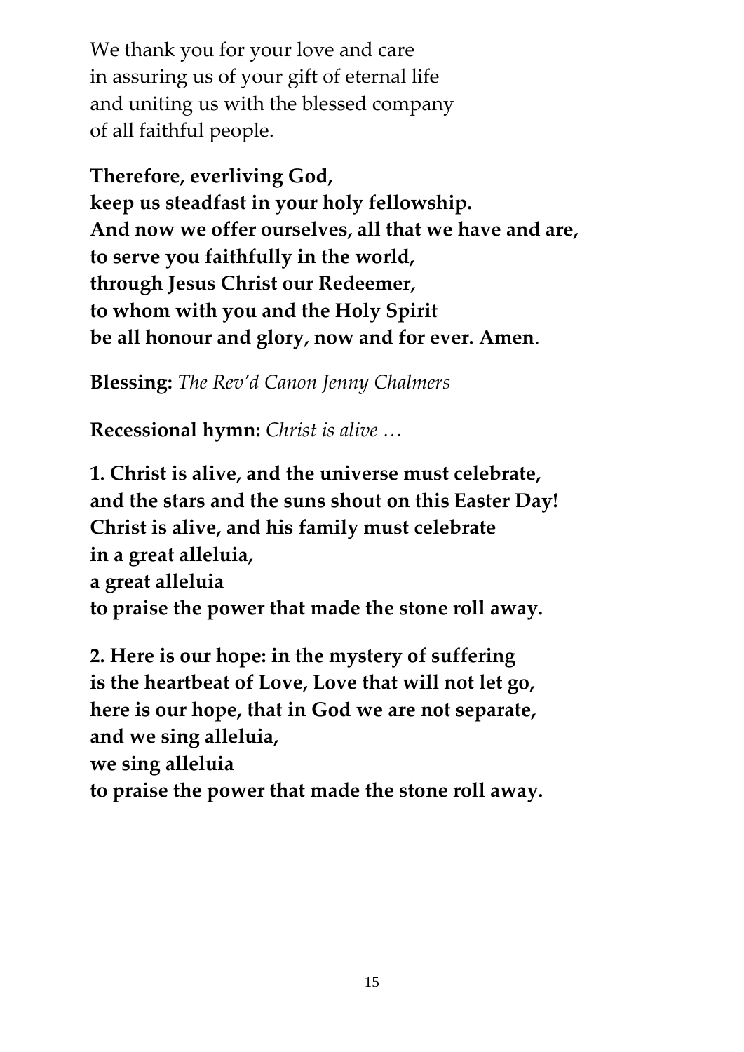We thank you for your love and care
in assuring us of your gift of eternal life
and uniting us with the blessed company
of all faithful people.

**Therefore, everliving God,**
**keep us steadfast in your holy fellowship.**
**And now we offer ourselves, all that we have and are,**
**to serve you faithfully in the world,**
**through Jesus Christ our Redeemer,**
**to whom with you and the Holy Spirit**
**be all honour and glory, now and for ever. Amen**.

**Blessing:** *The Rev'd Canon Jenny Chalmers*

**Recessional hymn:** *Christ is alive …*

**1. Christ is alive, and the universe must celebrate,**
**and the stars and the suns shout on this Easter Day!**
**Christ is alive, and his family must celebrate**
**in a great alleluia,**
**a great alleluia**
**to praise the power that made the stone roll away.**

**2. Here is our hope: in the mystery of suffering**
**is the heartbeat of Love, Love that will not let go,**
**here is our hope, that in God we are not separate,**
**and we sing alleluia,**
**we sing alleluia**
**to praise the power that made the stone roll away.**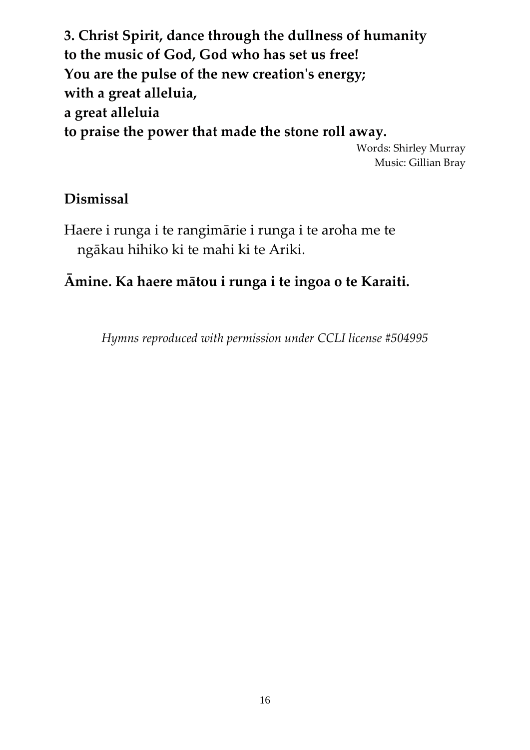**3. Christ Spirit, dance through the dullness of humanity**
**to the music of God, God who has set us free!**
**You are the pulse of the new creation's energy;**
**with a great alleluia,**
**a great alleluia**
**to praise the power that made the stone roll away.**

Words: Shirley Murray
Music: Gillian Bray

## Dismissal

Haere i runga i te rangimārie i runga i te aroha me te ngākau hihiko ki te mahi ki te Ariki.

**Āmine. Ka haere mātou i runga i te ingoa o te Karaiti.**

*Hymns reproduced with permission under CCLI license #504995*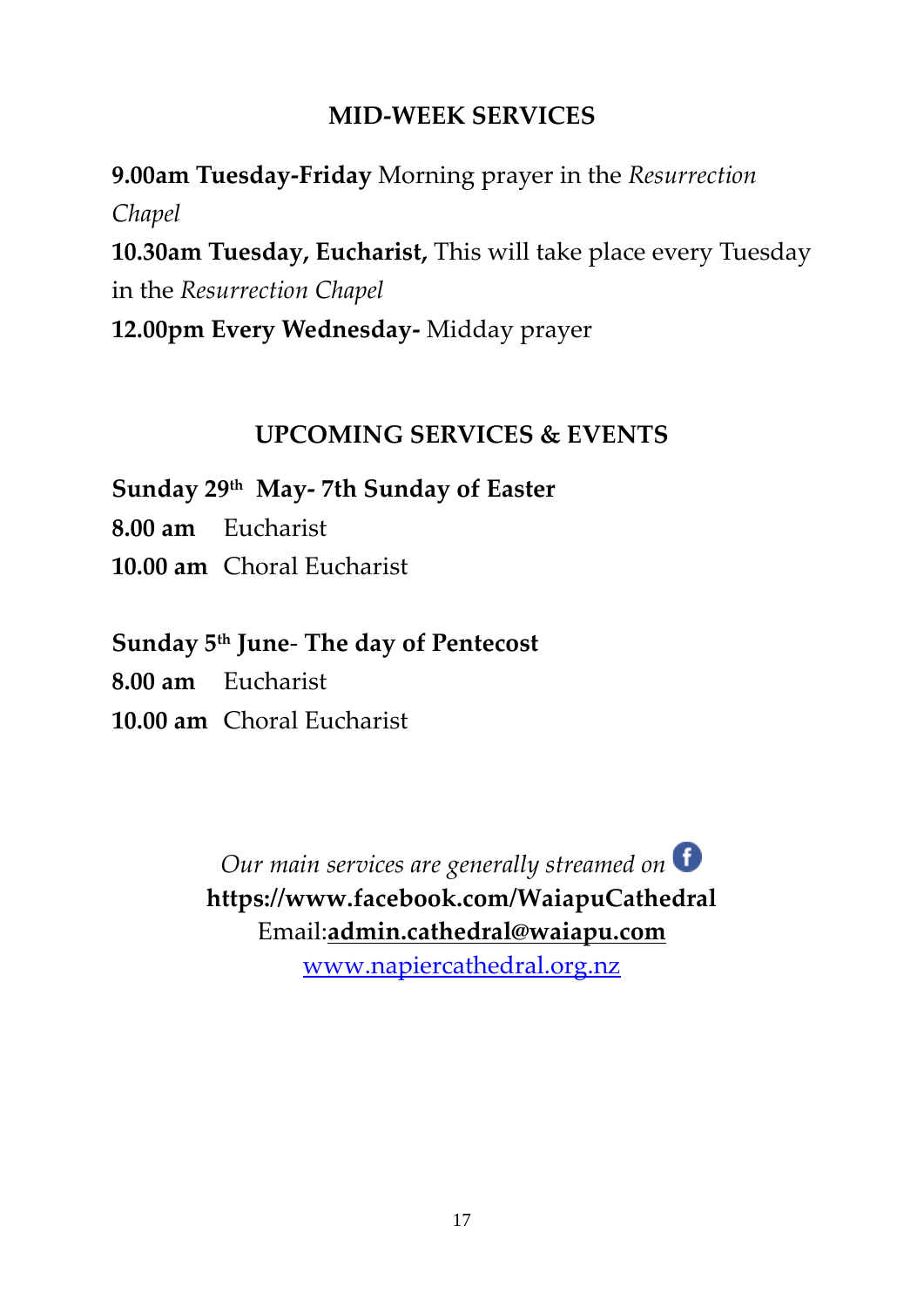## MID-WEEK SERVICES

**9.00am Tuesday-Friday** Morning prayer in the *Resurrection Chapel*
**10.30am Tuesday, Eucharist,** This will take place every Tuesday in the *Resurrection Chapel*
**12.00pm Every Wednesday-** Midday prayer

## UPCOMING SERVICES & EVENTS

**Sunday 29th May- 7th Sunday of Easter**
**8.00 am** Eucharist
**10.00 am** Choral Eucharist

**Sunday 5th June- The day of Pentecost**
**8.00 am** Eucharist
**10.00 am** Choral Eucharist

*Our main services are generally streamed on*
**https://www.facebook.com/WaiapuCathedral**
Email:**admin.cathedral@waiapu.com**
www.napiercathedral.org.nz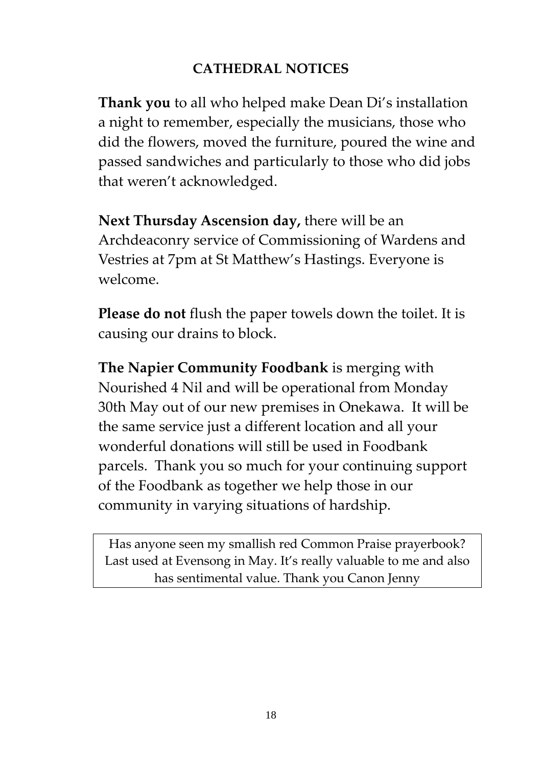## CATHEDRAL NOTICES

**Thank you** to all who helped make Dean Di's installation a night to remember, especially the musicians, those who did the flowers, moved the furniture, poured the wine and passed sandwiches and particularly to those who did jobs that weren't acknowledged.

**Next Thursday Ascension day,** there will be an Archdeaconry service of Commissioning of Wardens and Vestries at 7pm at St Matthew's Hastings. Everyone is welcome.

**Please do not** flush the paper towels down the toilet. It is causing our drains to block.

**The Napier Community Foodbank** is merging with Nourished 4 Nil and will be operational from Monday 30th May out of our new premises in Onekawa. It will be the same service just a different location and all your wonderful donations will still be used in Foodbank parcels. Thank you so much for your continuing support of the Foodbank as together we help those in our community in varying situations of hardship.

Has anyone seen my smallish red Common Praise prayerbook? Last used at Evensong in May. It's really valuable to me and also has sentimental value. Thank you Canon Jenny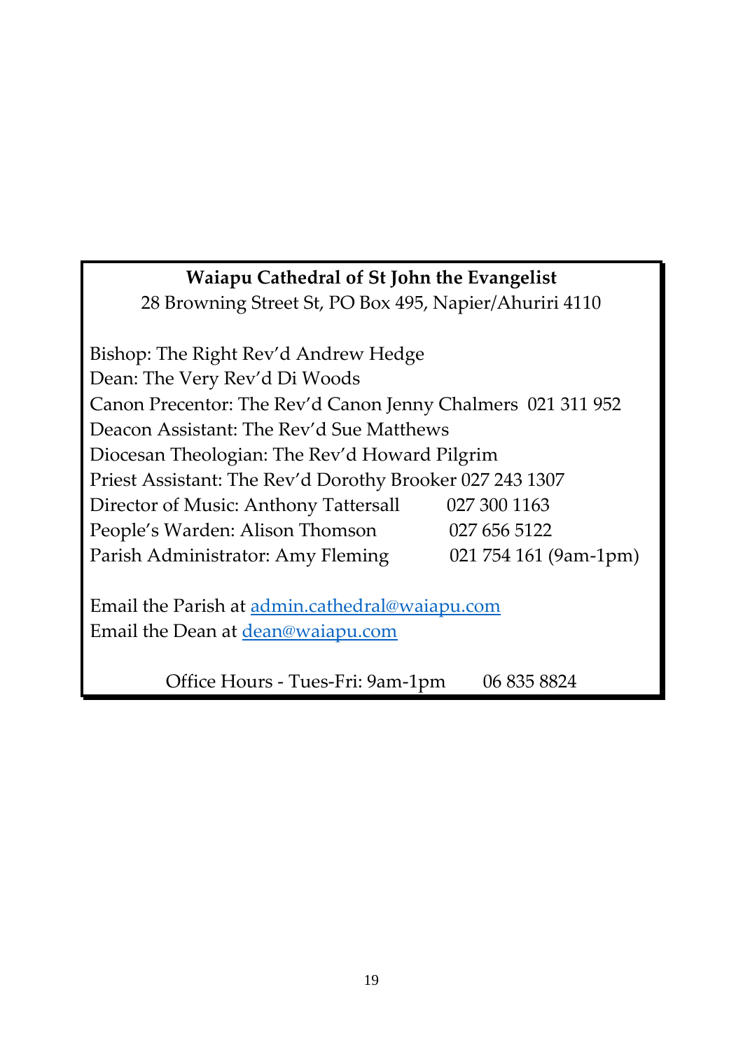**Waiapu Cathedral of St John the Evangelist**

28 Browning Street St, PO Box 495, Napier/Ahuriri 4110

Bishop: The Right Rev'd Andrew Hedge
Dean: The Very Rev'd Di Woods
Canon Precentor: The Rev'd Canon Jenny Chalmers 021 311 952
Deacon Assistant: The Rev'd Sue Matthews
Diocesan Theologian: The Rev'd Howard Pilgrim
Priest Assistant: The Rev'd Dorothy Brooker 027 243 1307
Director of Music: Anthony Tattersall 027 300 1163
People's Warden: Alison Thomson 027 656 5122
Parish Administrator: Amy Fleming 021 754 161 (9am-1pm)

Email the Parish at admin.cathedral@waiapu.com
Email the Dean at dean@waiapu.com

Office Hours - Tues-Fri: 9am-1pm 06 835 8824